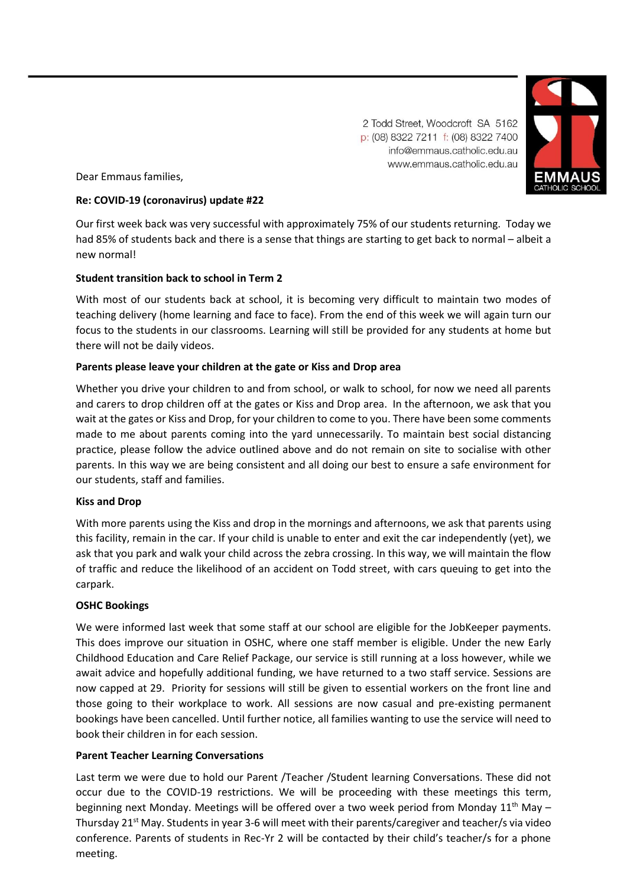2 Todd Street, Woodcroft SA 5162
p: (08) 8322 7211 f: (08) 8322 7400
info@emmaus.catholic.edu.au
www.emmaus.catholic.edu.au

EMMAUS CATHOLIC SCHOOL

Dear Emmaus families,

**Re: COVID-19 (coronavirus) update #22**

Our first week back was very successful with approximately 75% of our students returning. Today we had 85% of students back and there is a sense that things are starting to get back to normal – albeit a new normal!

**Student transition back to school in Term 2**

With most of our students back at school, it is becoming very difficult to maintain two modes of teaching delivery (home learning and face to face). From the end of this week we will again turn our focus to the students in our classrooms. Learning will still be provided for any students at home but there will not be daily videos.

**Parents please leave your children at the gate or Kiss and Drop area**

Whether you drive your children to and from school, or walk to school, for now we need all parents and carers to drop children off at the gates or Kiss and Drop area. In the afternoon, we ask that you wait at the gates or Kiss and Drop, for your children to come to you. There have been some comments made to me about parents coming into the yard unnecessarily. To maintain best social distancing practice, please follow the advice outlined above and do not remain on site to socialise with other parents. In this way we are being consistent and all doing our best to ensure a safe environment for our students, staff and families.

**Kiss and Drop**

With more parents using the Kiss and drop in the mornings and afternoons, we ask that parents using this facility, remain in the car. If your child is unable to enter and exit the car independently (yet), we ask that you park and walk your child across the zebra crossing. In this way, we will maintain the flow of traffic and reduce the likelihood of an accident on Todd street, with cars queuing to get into the carpark.

**OSHC Bookings**

We were informed last week that some staff at our school are eligible for the JobKeeper payments. This does improve our situation in OSHC, where one staff member is eligible. Under the new Early Childhood Education and Care Relief Package, our service is still running at a loss however, while we await advice and hopefully additional funding, we have returned to a two staff service. Sessions are now capped at 29. Priority for sessions will still be given to essential workers on the front line and those going to their workplace to work. All sessions are now casual and pre-existing permanent bookings have been cancelled. Until further notice, all families wanting to use the service will need to book their children in for each session.

**Parent Teacher Learning Conversations**

Last term we were due to hold our Parent /Teacher /Student learning Conversations. These did not occur due to the COVID-19 restrictions. We will be proceeding with these meetings this term, beginning next Monday. Meetings will be offered over a two week period from Monday 11th May – Thursday 21st May. Students in year 3-6 will meet with their parents/caregiver and teacher/s via video conference. Parents of students in Rec-Yr 2 will be contacted by their child's teacher/s for a phone meeting.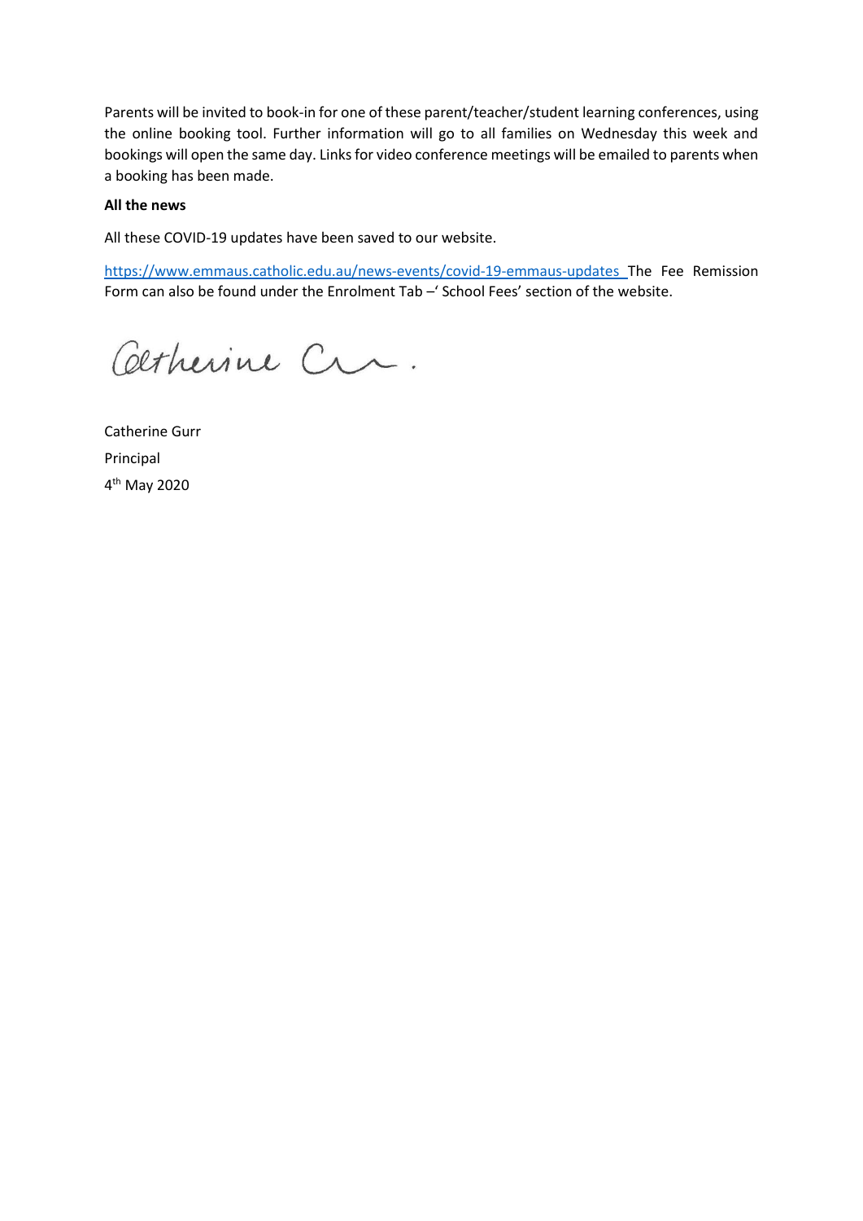Parents will be invited to book-in for one of these parent/teacher/student learning conferences, using the online booking tool. Further information will go to all families on Wednesday this week and bookings will open the same day. Links for video conference meetings will be emailed to parents when a booking has been made.

**All the news**

All these COVID-19 updates have been saved to our website.

[https://www.emmaus.catholic.edu.au/news-events/covid-19-emmaus-updates](https://www.emmaus.catholic.edu.au/news-events/covid-19-emmaus-updates) The Fee Remission Form can also be found under the Enrolment Tab –' School Fees' section of the website.

Catherine Gurr

Principal

4th May 2020